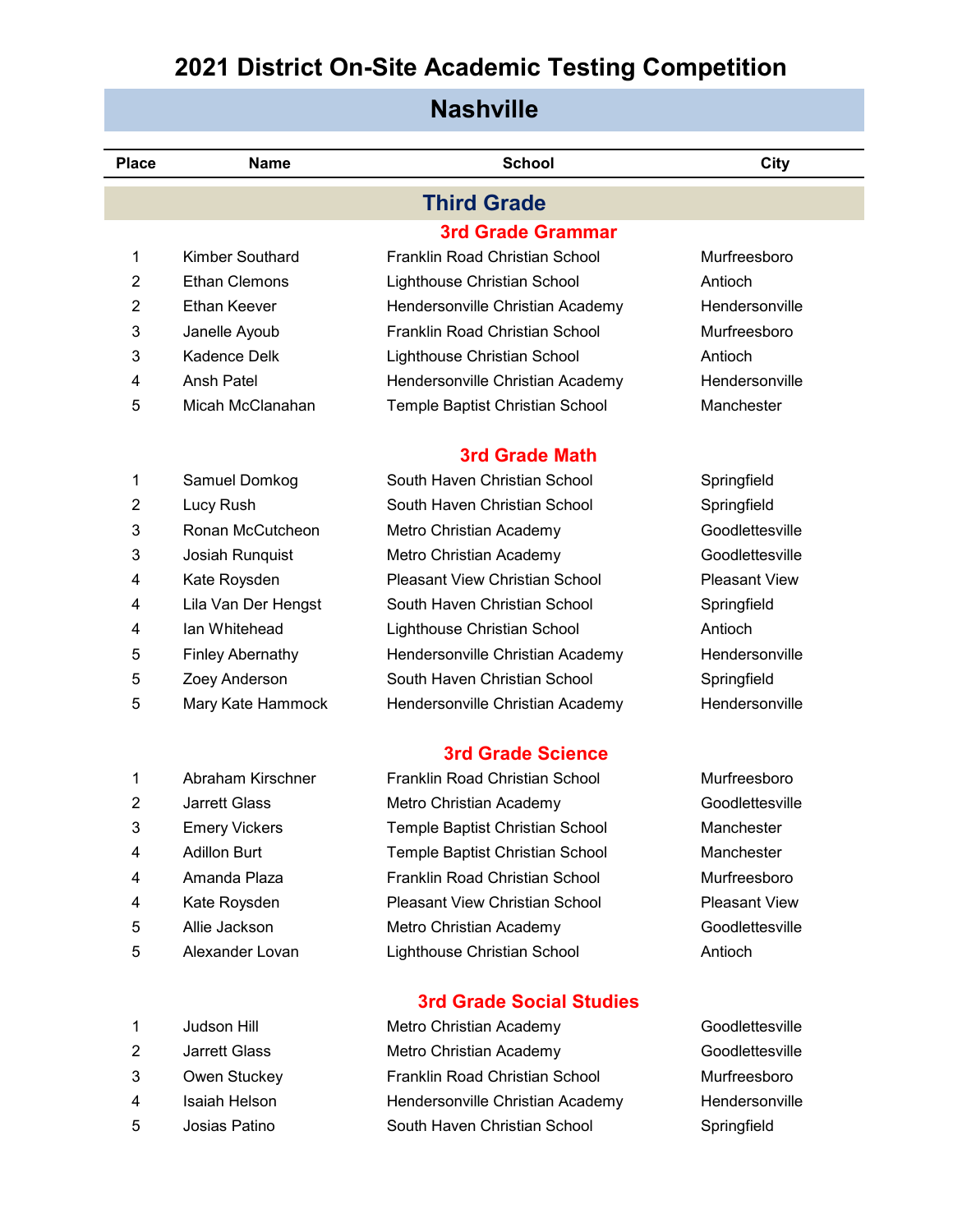# 2021 District On-Site Academic Testing Competition

## Nashville

| Place | Name | School | City |
|---|---|---|---|
| **Third Grade** | | | |
| **3rd Grade Grammar** | | | |
| 1 | Kimber Southard | Franklin Road Christian School | Murfreesboro |
| 2 | Ethan Clemons | Lighthouse Christian School | Antioch |
| 2 | Ethan Keever | Hendersonville Christian Academy | Hendersonville |
| 3 | Janelle Ayoub | Franklin Road Christian School | Murfreesboro |
| 3 | Kadence Delk | Lighthouse Christian School | Antioch |
| 4 | Ansh Patel | Hendersonville Christian Academy | Hendersonville |
| 5 | Micah McClanahan | Temple Baptist Christian School | Manchester |
| **3rd Grade Math** | | | |
| 1 | Samuel Domkog | South Haven Christian School | Springfield |
| 2 | Lucy Rush | South Haven Christian School | Springfield |
| 3 | Ronan McCutcheon | Metro Christian Academy | Goodlettesville |
| 3 | Josiah Runquist | Metro Christian Academy | Goodlettesville |
| 4 | Kate Roysden | Pleasant View Christian School | Pleasant View |
| 4 | Lila Van Der Hengst | South Haven Christian School | Springfield |
| 4 | Ian Whitehead | Lighthouse Christian School | Antioch |
| 5 | Finley Abernathy | Hendersonville Christian Academy | Hendersonville |
| 5 | Zoey Anderson | South Haven Christian School | Springfield |
| 5 | Mary Kate Hammock | Hendersonville Christian Academy | Hendersonville |
| **3rd Grade Science** | | | |
| 1 | Abraham Kirschner | Franklin Road Christian School | Murfreesboro |
| 2 | Jarrett Glass | Metro Christian Academy | Goodlettesville |
| 3 | Emery Vickers | Temple Baptist Christian School | Manchester |
| 4 | Adillon Burt | Temple Baptist Christian School | Manchester |
| 4 | Amanda Plaza | Franklin Road Christian School | Murfreesboro |
| 4 | Kate Roysden | Pleasant View Christian School | Pleasant View |
| 5 | Allie Jackson | Metro Christian Academy | Goodlettesville |
| 5 | Alexander Lovan | Lighthouse Christian School | Antioch |
| **3rd Grade Social Studies** | | | |
| 1 | Judson Hill | Metro Christian Academy | Goodlettesville |
| 2 | Jarrett Glass | Metro Christian Academy | Goodlettesville |
| 3 | Owen Stuckey | Franklin Road Christian School | Murfreesboro |
| 4 | Isaiah Helson | Hendersonville Christian Academy | Hendersonville |
| 5 | Josias Patino | South Haven Christian School | Springfield |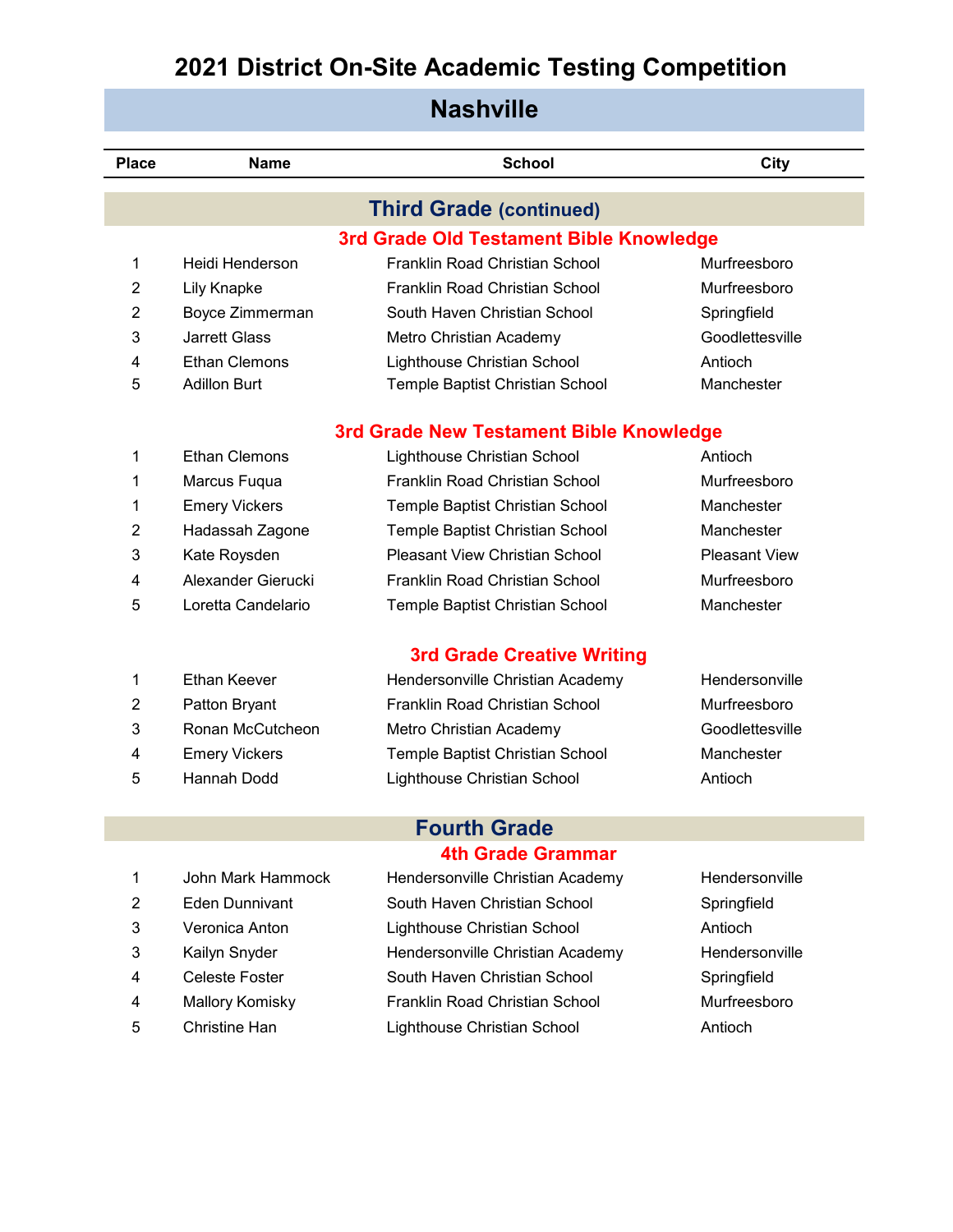# 2021 District On-Site Academic Testing Competition

## Nashville

| Place | Name | School | City |
|---|---|---|---|

### Third Grade (continued)

#### 3rd Grade Old Testament Bible Knowledge

| Place | Name | School | City |
|---|---|---|---|
| 1 | Heidi Henderson | Franklin Road Christian School | Murfreesboro |
| 2 | Lily Knapke | Franklin Road Christian School | Murfreesboro |
| 2 | Boyce Zimmerman | South Haven Christian School | Springfield |
| 3 | Jarrett Glass | Metro Christian Academy | Goodlettesville |
| 4 | Ethan Clemons | Lighthouse Christian School | Antioch |
| 5 | Adillon Burt | Temple Baptist Christian School | Manchester |

#### 3rd Grade New Testament Bible Knowledge

| Place | Name | School | City |
|---|---|---|---|
| 1 | Ethan Clemons | Lighthouse Christian School | Antioch |
| 1 | Marcus Fuqua | Franklin Road Christian School | Murfreesboro |
| 1 | Emery Vickers | Temple Baptist Christian School | Manchester |
| 2 | Hadassah Zagone | Temple Baptist Christian School | Manchester |
| 3 | Kate Roysden | Pleasant View Christian School | Pleasant View |
| 4 | Alexander Gierucki | Franklin Road Christian School | Murfreesboro |
| 5 | Loretta Candelario | Temple Baptist Christian School | Manchester |

#### 3rd Grade Creative Writing

| Place | Name | School | City |
|---|---|---|---|
| 1 | Ethan Keever | Hendersonville Christian Academy | Hendersonville |
| 2 | Patton Bryant | Franklin Road Christian School | Murfreesboro |
| 3 | Ronan McCutcheon | Metro Christian Academy | Goodlettesville |
| 4 | Emery Vickers | Temple Baptist Christian School | Manchester |
| 5 | Hannah Dodd | Lighthouse Christian School | Antioch |

### Fourth Grade

#### 4th Grade Grammar

| Place | Name | School | City |
|---|---|---|---|
| 1 | John Mark Hammock | Hendersonville Christian Academy | Hendersonville |
| 2 | Eden Dunnivant | South Haven Christian School | Springfield |
| 3 | Veronica Anton | Lighthouse Christian School | Antioch |
| 3 | Kailyn Snyder | Hendersonville Christian Academy | Hendersonville |
| 4 | Celeste Foster | South Haven Christian School | Springfield |
| 4 | Mallory Komisky | Franklin Road Christian School | Murfreesboro |
| 5 | Christine Han | Lighthouse Christian School | Antioch |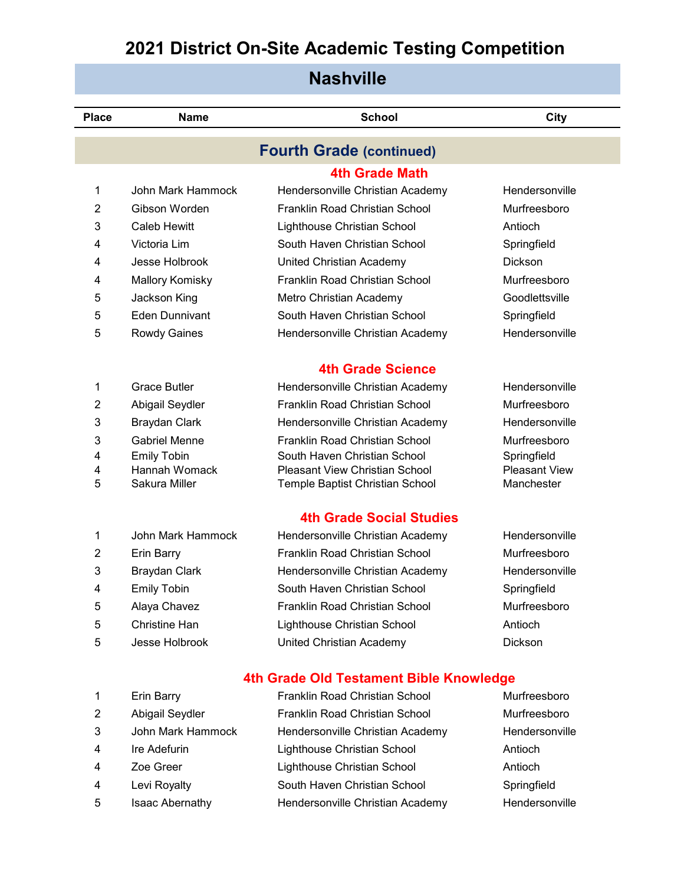# 2021 District On-Site Academic Testing Competition

## Nashville

## Fourth Grade (continued)

### 4th Grade Math

| Place | Name | School | City |
|---|---|---|---|
| 1 | John Mark Hammock | Hendersonville Christian Academy | Hendersonville |
| 2 | Gibson Worden | Franklin Road Christian School | Murfreesboro |
| 3 | Caleb Hewitt | Lighthouse Christian School | Antioch |
| 4 | Victoria Lim | South Haven Christian School | Springfield |
| 4 | Jesse Holbrook | United Christian Academy | Dickson |
| 4 | Mallory Komisky | Franklin Road Christian School | Murfreesboro |
| 5 | Jackson King | Metro Christian Academy | Goodlettsville |
| 5 | Eden Dunnivant | South Haven Christian School | Springfield |
| 5 | Rowdy Gaines | Hendersonville Christian Academy | Hendersonville |

### 4th Grade Science

| Place | Name | School | City |
|---|---|---|---|
| 1 | Grace Butler | Hendersonville Christian Academy | Hendersonville |
| 2 | Abigail Seydler | Franklin Road Christian School | Murfreesboro |
| 3 | Braydan Clark | Hendersonville Christian Academy | Hendersonville |
| 3 | Gabriel Menne | Franklin Road Christian School | Murfreesboro |
| 4 | Emily Tobin | South Haven Christian School | Springfield |
| 4 | Hannah Womack | Pleasant View Christian School | Pleasant View |
| 5 | Sakura Miller | Temple Baptist Christian School | Manchester |

### 4th Grade Social Studies

| Place | Name | School | City |
|---|---|---|---|
| 1 | John Mark Hammock | Hendersonville Christian Academy | Hendersonville |
| 2 | Erin Barry | Franklin Road Christian School | Murfreesboro |
| 3 | Braydan Clark | Hendersonville Christian Academy | Hendersonville |
| 4 | Emily Tobin | South Haven Christian School | Springfield |
| 5 | Alaya Chavez | Franklin Road Christian School | Murfreesboro |
| 5 | Christine Han | Lighthouse Christian School | Antioch |
| 5 | Jesse Holbrook | United Christian Academy | Dickson |

### 4th Grade Old Testament Bible Knowledge

| Place | Name | School | City |
|---|---|---|---|
| 1 | Erin Barry | Franklin Road Christian School | Murfreesboro |
| 2 | Abigail Seydler | Franklin Road Christian School | Murfreesboro |
| 3 | John Mark Hammock | Hendersonville Christian Academy | Hendersonville |
| 4 | Ire Adefurin | Lighthouse Christian School | Antioch |
| 4 | Zoe Greer | Lighthouse Christian School | Antioch |
| 4 | Levi Royalty | South Haven Christian School | Springfield |
| 5 | Isaac Abernathy | Hendersonville Christian Academy | Hendersonville |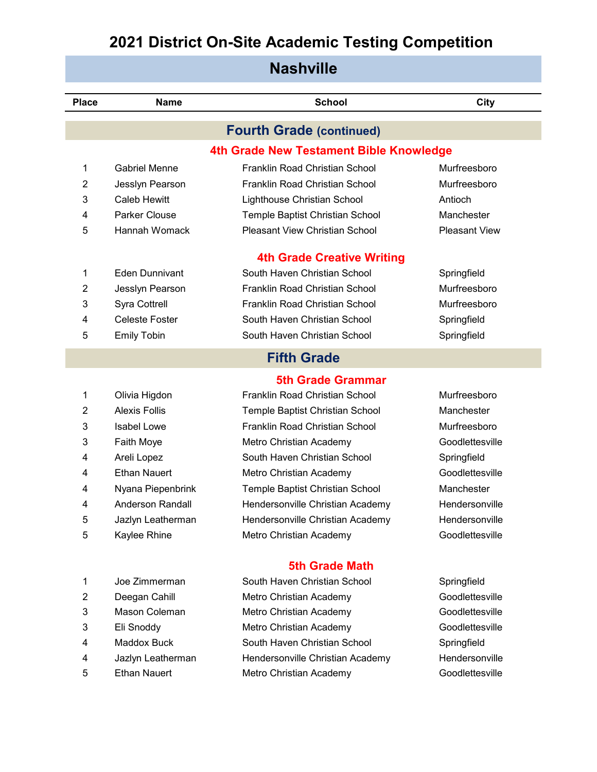# 2021 District On-Site Academic Testing Competition

## Nashville

| Place | Name | School | City |
|---|---|---|---|

### Fourth Grade (continued)

#### 4th Grade New Testament Bible Knowledge

| Place | Name | School | City |
|---|---|---|---|
| 1 | Gabriel Menne | Franklin Road Christian School | Murfreesboro |
| 2 | Jesslyn Pearson | Franklin Road Christian School | Murfreesboro |
| 3 | Caleb Hewitt | Lighthouse Christian School | Antioch |
| 4 | Parker Clouse | Temple Baptist Christian School | Manchester |
| 5 | Hannah Womack | Pleasant View Christian School | Pleasant View |

#### 4th Grade Creative Writing

| Place | Name | School | City |
|---|---|---|---|
| 1 | Eden Dunnivant | South Haven Christian School | Springfield |
| 2 | Jesslyn Pearson | Franklin Road Christian School | Murfreesboro |
| 3 | Syra Cottrell | Franklin Road Christian School | Murfreesboro |
| 4 | Celeste Foster | South Haven Christian School | Springfield |
| 5 | Emily Tobin | South Haven Christian School | Springfield |

### Fifth Grade

#### 5th Grade Grammar

| Place | Name | School | City |
|---|---|---|---|
| 1 | Olivia Higdon | Franklin Road Christian School | Murfreesboro |
| 2 | Alexis Follis | Temple Baptist Christian School | Manchester |
| 3 | Isabel Lowe | Franklin Road Christian School | Murfreesboro |
| 3 | Faith Moye | Metro Christian Academy | Goodlettesville |
| 4 | Areli Lopez | South Haven Christian School | Springfield |
| 4 | Ethan Nauert | Metro Christian Academy | Goodlettesville |
| 4 | Nyana Piepenbrink | Temple Baptist Christian School | Manchester |
| 4 | Anderson Randall | Hendersonville Christian Academy | Hendersonville |
| 5 | Jazlyn Leatherman | Hendersonville Christian Academy | Hendersonville |
| 5 | Kaylee Rhine | Metro Christian Academy | Goodlettesville |

#### 5th Grade Math

| Place | Name | School | City |
|---|---|---|---|
| 1 | Joe Zimmerman | South Haven Christian School | Springfield |
| 2 | Deegan Cahill | Metro Christian Academy | Goodlettesville |
| 3 | Mason Coleman | Metro Christian Academy | Goodlettesville |
| 3 | Eli Snoddy | Metro Christian Academy | Goodlettesville |
| 4 | Maddox Buck | South Haven Christian School | Springfield |
| 4 | Jazlyn Leatherman | Hendersonville Christian Academy | Hendersonville |
| 5 | Ethan Nauert | Metro Christian Academy | Goodlettesville |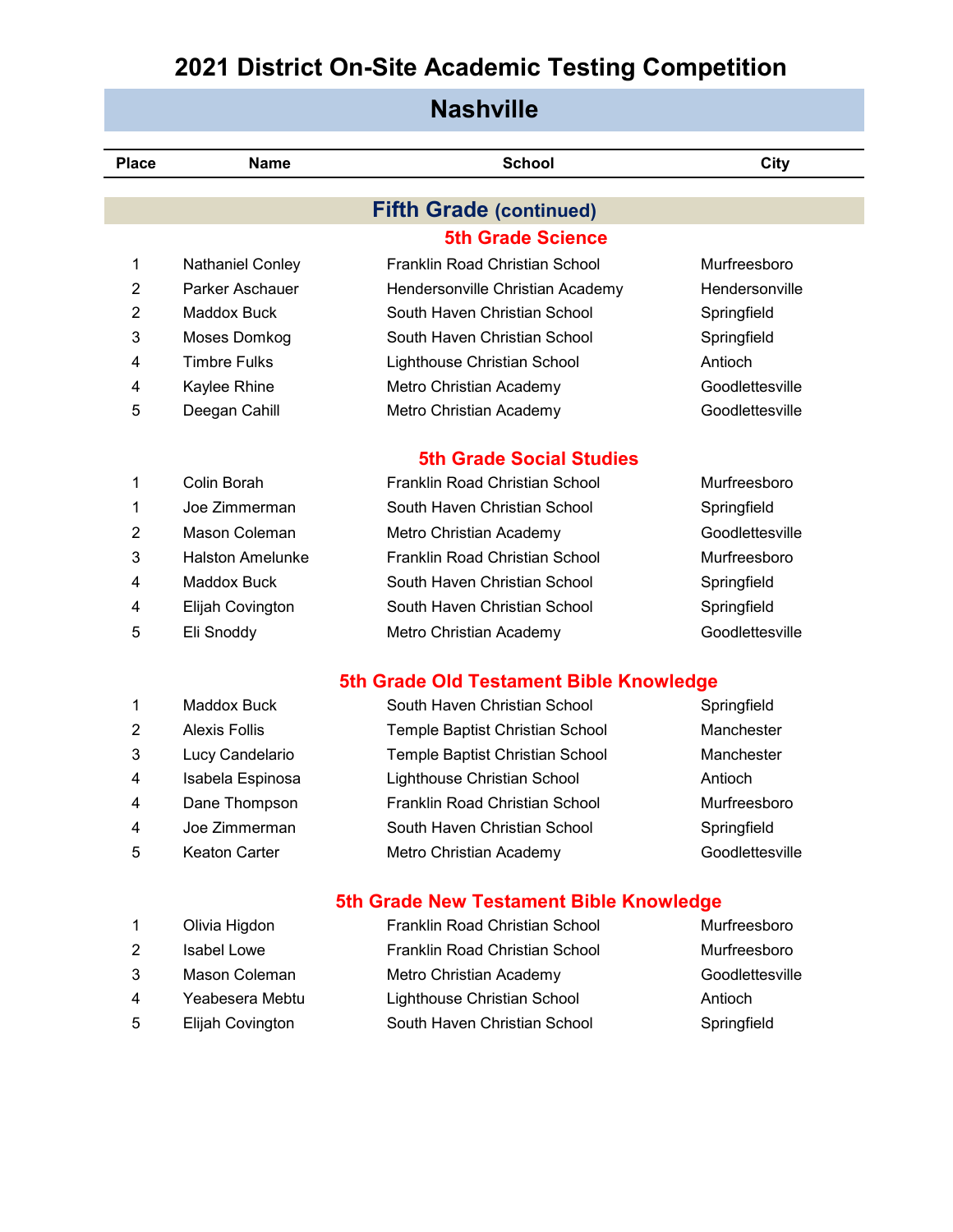# 2021 District On-Site Academic Testing Competition

## Nashville

### Fifth Grade (continued)

#### 5th Grade Science

| Place | Name | School | City |
| --- | --- | --- | --- |
| 1 | Nathaniel Conley | Franklin Road Christian School | Murfreesboro |
| 2 | Parker Aschauer | Hendersonville Christian Academy | Hendersonville |
| 2 | Maddox Buck | South Haven Christian School | Springfield |
| 3 | Moses Domkog | South Haven Christian School | Springfield |
| 4 | Timbre Fulks | Lighthouse Christian School | Antioch |
| 4 | Kaylee Rhine | Metro Christian Academy | Goodlettesville |
| 5 | Deegan Cahill | Metro Christian Academy | Goodlettesville |

#### 5th Grade Social Studies

| Place | Name | School | City |
| --- | --- | --- | --- |
| 1 | Colin Borah | Franklin Road Christian School | Murfreesboro |
| 1 | Joe Zimmerman | South Haven Christian School | Springfield |
| 2 | Mason Coleman | Metro Christian Academy | Goodlettesville |
| 3 | Halston Amelunke | Franklin Road Christian School | Murfreesboro |
| 4 | Maddox Buck | South Haven Christian School | Springfield |
| 4 | Elijah Covington | South Haven Christian School | Springfield |
| 5 | Eli Snoddy | Metro Christian Academy | Goodlettesville |

#### 5th Grade Old Testament Bible Knowledge

| Place | Name | School | City |
| --- | --- | --- | --- |
| 1 | Maddox Buck | South Haven Christian School | Springfield |
| 2 | Alexis Follis | Temple Baptist Christian School | Manchester |
| 3 | Lucy Candelario | Temple Baptist Christian School | Manchester |
| 4 | Isabela Espinosa | Lighthouse Christian School | Antioch |
| 4 | Dane Thompson | Franklin Road Christian School | Murfreesboro |
| 4 | Joe Zimmerman | South Haven Christian School | Springfield |
| 5 | Keaton Carter | Metro Christian Academy | Goodlettesville |

#### 5th Grade New Testament Bible Knowledge

| Place | Name | School | City |
| --- | --- | --- | --- |
| 1 | Olivia Higdon | Franklin Road Christian School | Murfreesboro |
| 2 | Isabel Lowe | Franklin Road Christian School | Murfreesboro |
| 3 | Mason Coleman | Metro Christian Academy | Goodlettesville |
| 4 | Yeabesera Mebtu | Lighthouse Christian School | Antioch |
| 5 | Elijah Covington | South Haven Christian School | Springfield |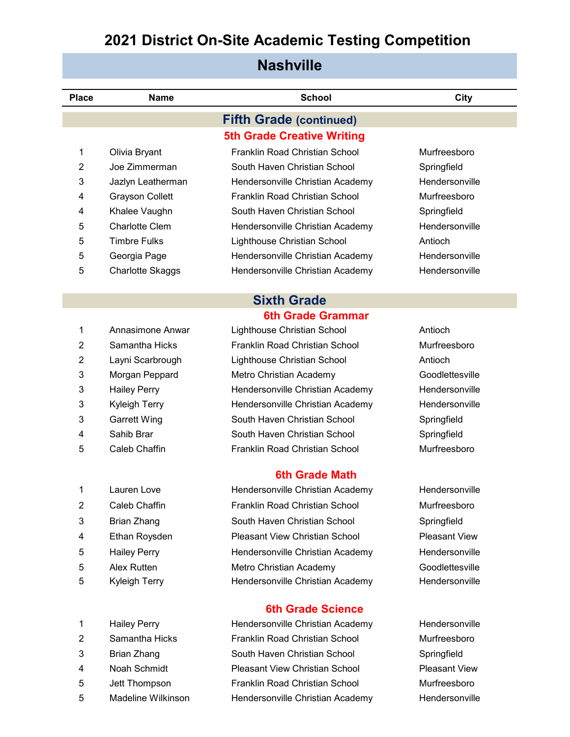# 2021 District On-Site Academic Testing Competition

## Nashville

| Place | Name | School | City |
|---|---|---|---|

### Fifth Grade (continued)

#### 5th Grade Creative Writing

| Place | Name | School | City |
|---|---|---|---|
| 1 | Olivia Bryant | Franklin Road Christian School | Murfreesboro |
| 2 | Joe Zimmerman | South Haven Christian School | Springfield |
| 3 | Jazlyn Leatherman | Hendersonville Christian Academy | Hendersonville |
| 4 | Grayson Collett | Franklin Road Christian School | Murfreesboro |
| 4 | Khalee Vaughn | South Haven Christian School | Springfield |
| 5 | Charlotte Clem | Hendersonville Christian Academy | Hendersonville |
| 5 | Timbre Fulks | Lighthouse Christian School | Antioch |
| 5 | Georgia Page | Hendersonville Christian Academy | Hendersonville |
| 5 | Charlotte Skaggs | Hendersonville Christian Academy | Hendersonville |

### Sixth Grade

#### 6th Grade Grammar

| Place | Name | School | City |
|---|---|---|---|
| 1 | Annasimone Anwar | Lighthouse Christian School | Antioch |
| 2 | Samantha Hicks | Franklin Road Christian School | Murfreesboro |
| 2 | Layni Scarbrough | Lighthouse Christian School | Antioch |
| 3 | Morgan Peppard | Metro Christian Academy | Goodlettesville |
| 3 | Hailey Perry | Hendersonville Christian Academy | Hendersonville |
| 3 | Kyleigh Terry | Hendersonville Christian Academy | Hendersonville |
| 3 | Garrett Wing | South Haven Christian School | Springfield |
| 4 | Sahib Brar | South Haven Christian School | Springfield |
| 5 | Caleb Chaffin | Franklin Road Christian School | Murfreesboro |

#### 6th Grade Math

| Place | Name | School | City |
|---|---|---|---|
| 1 | Lauren Love | Hendersonville Christian Academy | Hendersonville |
| 2 | Caleb Chaffin | Franklin Road Christian School | Murfreesboro |
| 3 | Brian Zhang | South Haven Christian School | Springfield |
| 4 | Ethan Roysden | Pleasant View Christian School | Pleasant View |
| 5 | Hailey Perry | Hendersonville Christian Academy | Hendersonville |
| 5 | Alex Rutten | Metro Christian Academy | Goodlettesville |
| 5 | Kyleigh Terry | Hendersonville Christian Academy | Hendersonville |

#### 6th Grade Science

| Place | Name | School | City |
|---|---|---|---|
| 1 | Hailey Perry | Hendersonville Christian Academy | Hendersonville |
| 2 | Samantha Hicks | Franklin Road Christian School | Murfreesboro |
| 3 | Brian Zhang | South Haven Christian School | Springfield |
| 4 | Noah Schmidt | Pleasant View Christian School | Pleasant View |
| 5 | Jett Thompson | Franklin Road Christian School | Murfreesboro |
| 5 | Madeline Wilkinson | Hendersonville Christian Academy | Hendersonville |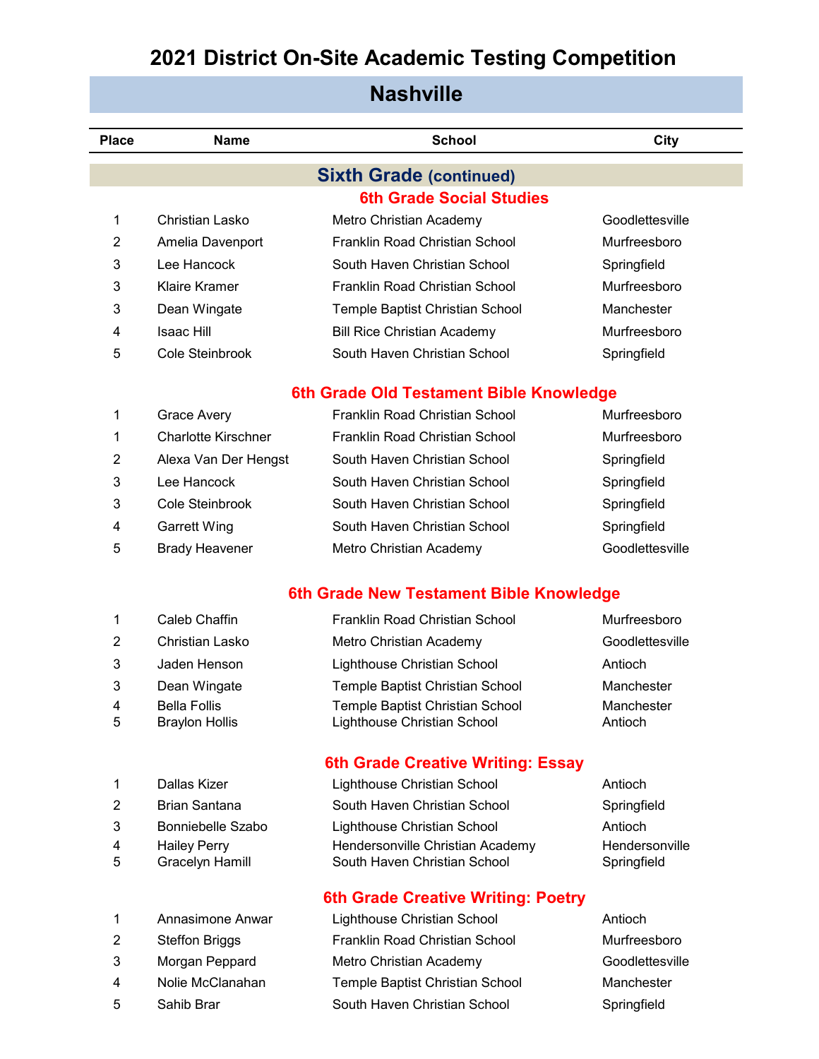# 2021 District On-Site Academic Testing Competition

## Nashville

| Place | Name | School | City |
|---|---|---|---|

### Sixth Grade (continued)

#### 6th Grade Social Studies

| Place | Name | School | City |
|---|---|---|---|
| 1 | Christian Lasko | Metro Christian Academy | Goodlettesville |
| 2 | Amelia Davenport | Franklin Road Christian School | Murfreesboro |
| 3 | Lee Hancock | South Haven Christian School | Springfield |
| 3 | Klaire Kramer | Franklin Road Christian School | Murfreesboro |
| 3 | Dean Wingate | Temple Baptist Christian School | Manchester |
| 4 | Isaac Hill | Bill Rice Christian Academy | Murfreesboro |
| 5 | Cole Steinbrook | South Haven Christian School | Springfield |

#### 6th Grade Old Testament Bible Knowledge

| Place | Name | School | City |
|---|---|---|---|
| 1 | Grace Avery | Franklin Road Christian School | Murfreesboro |
| 1 | Charlotte Kirschner | Franklin Road Christian School | Murfreesboro |
| 2 | Alexa Van Der Hengst | South Haven Christian School | Springfield |
| 3 | Lee Hancock | South Haven Christian School | Springfield |
| 3 | Cole Steinbrook | South Haven Christian School | Springfield |
| 4 | Garrett Wing | South Haven Christian School | Springfield |
| 5 | Brady Heavener | Metro Christian Academy | Goodlettesville |

#### 6th Grade New Testament Bible Knowledge

| Place | Name | School | City |
|---|---|---|---|
| 1 | Caleb Chaffin | Franklin Road Christian School | Murfreesboro |
| 2 | Christian Lasko | Metro Christian Academy | Goodlettesville |
| 3 | Jaden Henson | Lighthouse Christian School | Antioch |
| 3 | Dean Wingate | Temple Baptist Christian School | Manchester |
| 4 | Bella Follis | Temple Baptist Christian School | Manchester |
| 5 | Braylon Hollis | Lighthouse Christian School | Antioch |

#### 6th Grade Creative Writing: Essay

| Place | Name | School | City |
|---|---|---|---|
| 1 | Dallas Kizer | Lighthouse Christian School | Antioch |
| 2 | Brian Santana | South Haven Christian School | Springfield |
| 3 | Bonniebelle Szabo | Lighthouse Christian School | Antioch |
| 4 | Hailey Perry | Hendersonville Christian Academy | Hendersonville |
| 5 | Gracelyn Hamill | South Haven Christian School | Springfield |

#### 6th Grade Creative Writing: Poetry

| Place | Name | School | City |
|---|---|---|---|
| 1 | Annasimone Anwar | Lighthouse Christian School | Antioch |
| 2 | Steffon Briggs | Franklin Road Christian School | Murfreesboro |
| 3 | Morgan Peppard | Metro Christian Academy | Goodlettesville |
| 4 | Nolie McClanahan | Temple Baptist Christian School | Manchester |
| 5 | Sahib Brar | South Haven Christian School | Springfield |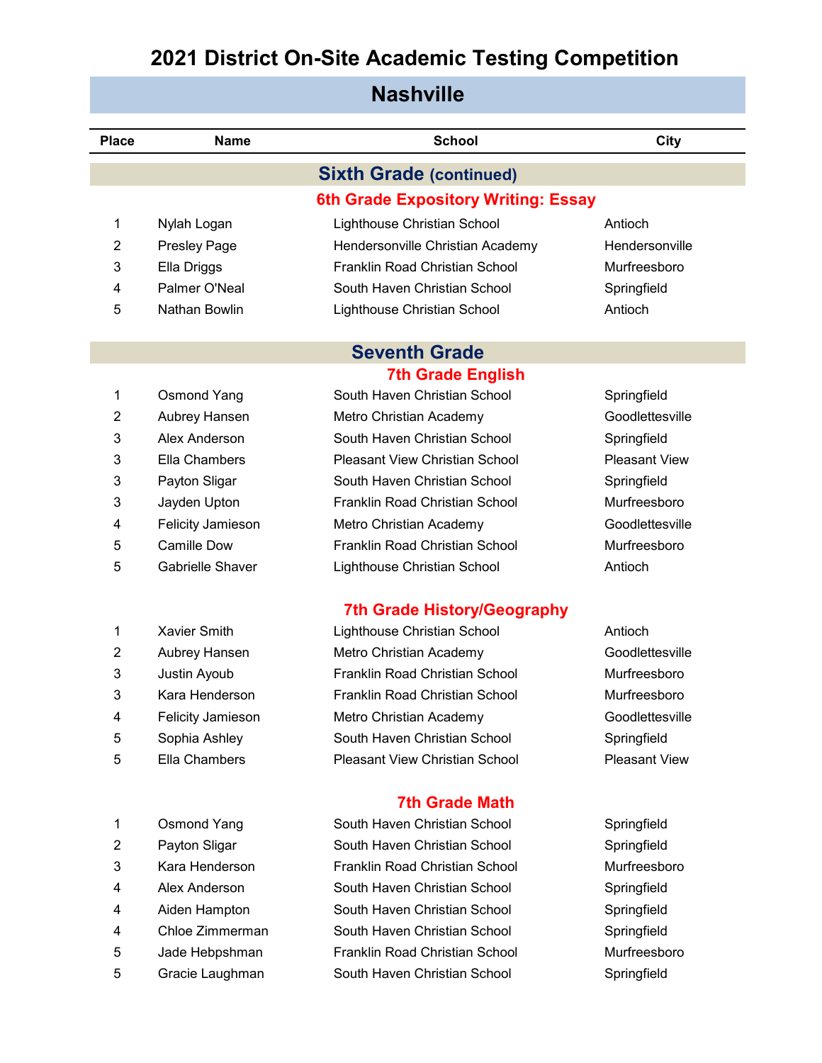# 2021 District On-Site Academic Testing Competition

## Nashville

| Place | Name | School | City |
|---|---|---|---|

## Sixth Grade (continued)

### 6th Grade Expository Writing: Essay

| Place | Name | School | City |
|---|---|---|---|
| 1 | Nylah Logan | Lighthouse Christian School | Antioch |
| 2 | Presley Page | Hendersonville Christian Academy | Hendersonville |
| 3 | Ella Driggs | Franklin Road Christian School | Murfreesboro |
| 4 | Palmer O'Neal | South Haven Christian School | Springfield |
| 5 | Nathan Bowlin | Lighthouse Christian School | Antioch |

## Seventh Grade

### 7th Grade English

| Place | Name | School | City |
|---|---|---|---|
| 1 | Osmond Yang | South Haven Christian School | Springfield |
| 2 | Aubrey Hansen | Metro Christian Academy | Goodlettesville |
| 3 | Alex Anderson | South Haven Christian School | Springfield |
| 3 | Ella Chambers | Pleasant View Christian School | Pleasant View |
| 3 | Payton Sligar | South Haven Christian School | Springfield |
| 3 | Jayden Upton | Franklin Road Christian School | Murfreesboro |
| 4 | Felicity Jamieson | Metro Christian Academy | Goodlettesville |
| 5 | Camille Dow | Franklin Road Christian School | Murfreesboro |
| 5 | Gabrielle Shaver | Lighthouse Christian School | Antioch |

### 7th Grade History/Geography

| Place | Name | School | City |
|---|---|---|---|
| 1 | Xavier Smith | Lighthouse Christian School | Antioch |
| 2 | Aubrey Hansen | Metro Christian Academy | Goodlettesville |
| 3 | Justin Ayoub | Franklin Road Christian School | Murfreesboro |
| 3 | Kara Henderson | Franklin Road Christian School | Murfreesboro |
| 4 | Felicity Jamieson | Metro Christian Academy | Goodlettesville |
| 5 | Sophia Ashley | South Haven Christian School | Springfield |
| 5 | Ella Chambers | Pleasant View Christian School | Pleasant View |

### 7th Grade Math

| Place | Name | School | City |
|---|---|---|---|
| 1 | Osmond Yang | South Haven Christian School | Springfield |
| 2 | Payton Sligar | South Haven Christian School | Springfield |
| 3 | Kara Henderson | Franklin Road Christian School | Murfreesboro |
| 4 | Alex Anderson | South Haven Christian School | Springfield |
| 4 | Aiden Hampton | South Haven Christian School | Springfield |
| 4 | Chloe Zimmerman | South Haven Christian School | Springfield |
| 5 | Jade Hebpshman | Franklin Road Christian School | Murfreesboro |
| 5 | Gracie Laughman | South Haven Christian School | Springfield |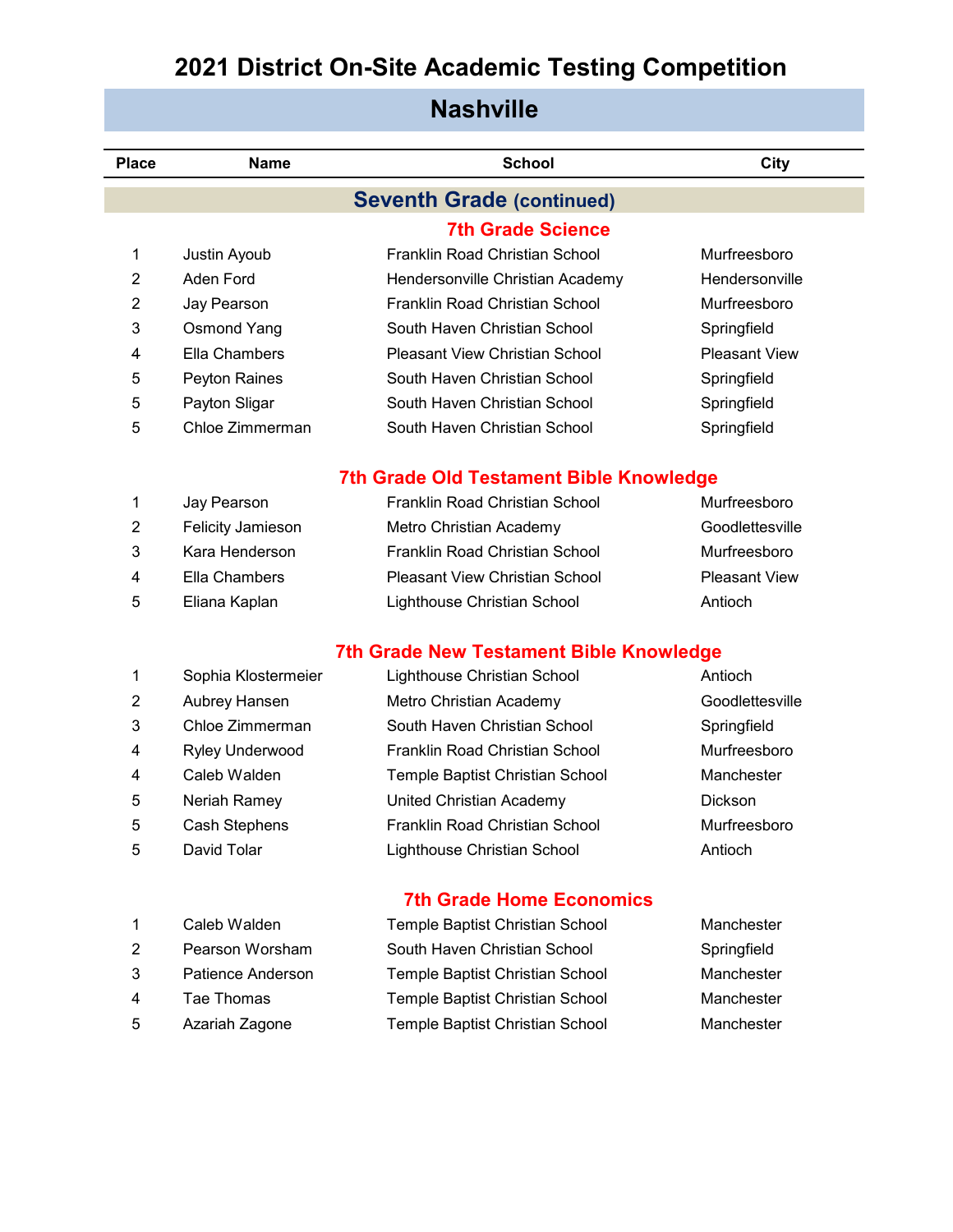# 2021 District On-Site Academic Testing Competition

## Nashville

| Place | Name | School | City |
|---|---|---|---|

### Seventh Grade (continued)

#### 7th Grade Science

| Place | Name | School | City |
|---|---|---|---|
| 1 | Justin Ayoub | Franklin Road Christian School | Murfreesboro |
| 2 | Aden Ford | Hendersonville Christian Academy | Hendersonville |
| 2 | Jay Pearson | Franklin Road Christian School | Murfreesboro |
| 3 | Osmond Yang | South Haven Christian School | Springfield |
| 4 | Ella Chambers | Pleasant View Christian School | Pleasant View |
| 5 | Peyton Raines | South Haven Christian School | Springfield |
| 5 | Payton Sligar | South Haven Christian School | Springfield |
| 5 | Chloe Zimmerman | South Haven Christian School | Springfield |

#### 7th Grade Old Testament Bible Knowledge

| Place | Name | School | City |
|---|---|---|---|
| 1 | Jay Pearson | Franklin Road Christian School | Murfreesboro |
| 2 | Felicity Jamieson | Metro Christian Academy | Goodlettesville |
| 3 | Kara Henderson | Franklin Road Christian School | Murfreesboro |
| 4 | Ella Chambers | Pleasant View Christian School | Pleasant View |
| 5 | Eliana Kaplan | Lighthouse Christian School | Antioch |

#### 7th Grade New Testament Bible Knowledge

| Place | Name | School | City |
|---|---|---|---|
| 1 | Sophia Klostermeier | Lighthouse Christian School | Antioch |
| 2 | Aubrey Hansen | Metro Christian Academy | Goodlettesville |
| 3 | Chloe Zimmerman | South Haven Christian School | Springfield |
| 4 | Ryley Underwood | Franklin Road Christian School | Murfreesboro |
| 4 | Caleb Walden | Temple Baptist Christian School | Manchester |
| 5 | Neriah Ramey | United Christian Academy | Dickson |
| 5 | Cash Stephens | Franklin Road Christian School | Murfreesboro |
| 5 | David Tolar | Lighthouse Christian School | Antioch |

#### 7th Grade Home Economics

| Place | Name | School | City |
|---|---|---|---|
| 1 | Caleb Walden | Temple Baptist Christian School | Manchester |
| 2 | Pearson Worsham | South Haven Christian School | Springfield |
| 3 | Patience Anderson | Temple Baptist Christian School | Manchester |
| 4 | Tae Thomas | Temple Baptist Christian School | Manchester |
| 5 | Azariah Zagone | Temple Baptist Christian School | Manchester |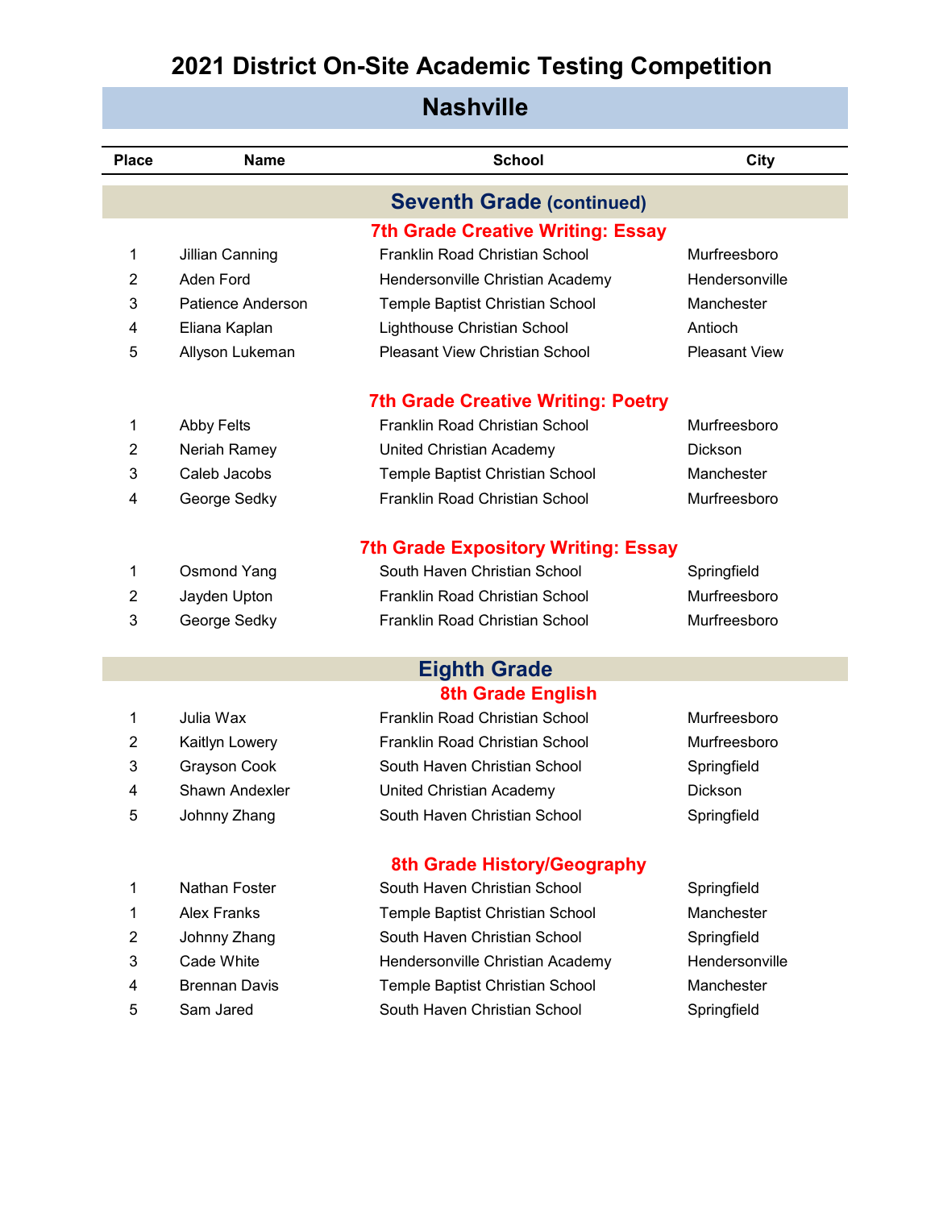# 2021 District On-Site Academic Testing Competition

## Nashville

| Place | Name | School | City |
|---|---|---|---|
| | **Seventh Grade (continued)** | | |
| | **7th Grade Creative Writing: Essay** | | |
| 1 | Jillian Canning | Franklin Road Christian School | Murfreesboro |
| 2 | Aden Ford | Hendersonville Christian Academy | Hendersonville |
| 3 | Patience Anderson | Temple Baptist Christian School | Manchester |
| 4 | Eliana Kaplan | Lighthouse Christian School | Antioch |
| 5 | Allyson Lukeman | Pleasant View Christian School | Pleasant View |
| | **7th Grade Creative Writing: Poetry** | | |
| 1 | Abby Felts | Franklin Road Christian School | Murfreesboro |
| 2 | Neriah Ramey | United Christian Academy | Dickson |
| 3 | Caleb Jacobs | Temple Baptist Christian School | Manchester |
| 4 | George Sedky | Franklin Road Christian School | Murfreesboro |
| | **7th Grade Expository Writing: Essay** | | |
| 1 | Osmond Yang | South Haven Christian School | Springfield |
| 2 | Jayden Upton | Franklin Road Christian School | Murfreesboro |
| 3 | George Sedky | Franklin Road Christian School | Murfreesboro |
| | **Eighth Grade** | | |
| | **8th Grade English** | | |
| 1 | Julia Wax | Franklin Road Christian School | Murfreesboro |
| 2 | Kaitlyn Lowery | Franklin Road Christian School | Murfreesboro |
| 3 | Grayson Cook | South Haven Christian School | Springfield |
| 4 | Shawn Andexler | United Christian Academy | Dickson |
| 5 | Johnny Zhang | South Haven Christian School | Springfield |
| | **8th Grade History/Geography** | | |
| 1 | Nathan Foster | South Haven Christian School | Springfield |
| 1 | Alex Franks | Temple Baptist Christian School | Manchester |
| 2 | Johnny Zhang | South Haven Christian School | Springfield |
| 3 | Cade White | Hendersonville Christian Academy | Hendersonville |
| 4 | Brennan Davis | Temple Baptist Christian School | Manchester |
| 5 | Sam Jared | South Haven Christian School | Springfield |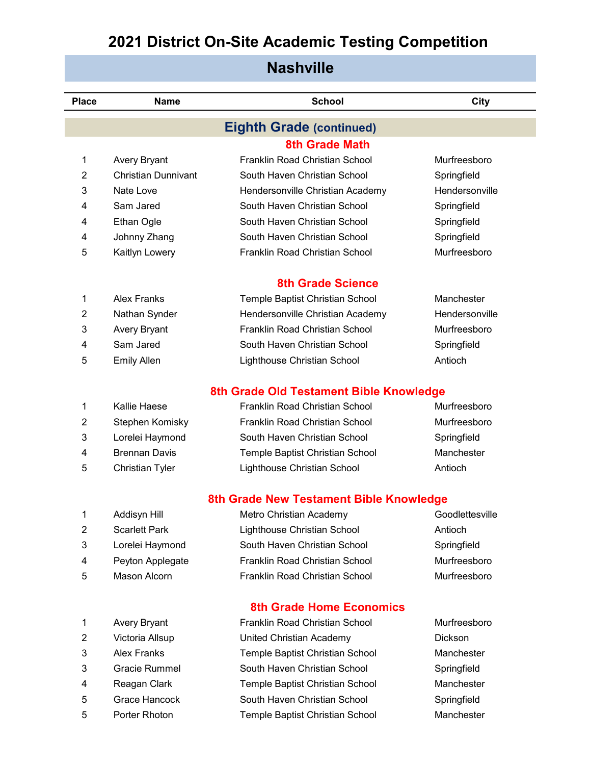# 2021 District On-Site Academic Testing Competition

## Nashville

| Place | Name | School | City |
|---|---|---|---|

### Eighth Grade (continued)

#### 8th Grade Math

| Place | Name | School | City |
|---|---|---|---|
| 1 | Avery Bryant | Franklin Road Christian School | Murfreesboro |
| 2 | Christian Dunnivant | South Haven Christian School | Springfield |
| 3 | Nate Love | Hendersonville Christian Academy | Hendersonville |
| 4 | Sam Jared | South Haven Christian School | Springfield |
| 4 | Ethan Ogle | South Haven Christian School | Springfield |
| 4 | Johnny Zhang | South Haven Christian School | Springfield |
| 5 | Kaitlyn Lowery | Franklin Road Christian School | Murfreesboro |

#### 8th Grade Science

| Place | Name | School | City |
|---|---|---|---|
| 1 | Alex Franks | Temple Baptist Christian School | Manchester |
| 2 | Nathan Synder | Hendersonville Christian Academy | Hendersonville |
| 3 | Avery Bryant | Franklin Road Christian School | Murfreesboro |
| 4 | Sam Jared | South Haven Christian School | Springfield |
| 5 | Emily Allen | Lighthouse Christian School | Antioch |

#### 8th Grade Old Testament Bible Knowledge

| Place | Name | School | City |
|---|---|---|---|
| 1 | Kallie Haese | Franklin Road Christian School | Murfreesboro |
| 2 | Stephen Komisky | Franklin Road Christian School | Murfreesboro |
| 3 | Lorelei Haymond | South Haven Christian School | Springfield |
| 4 | Brennan Davis | Temple Baptist Christian School | Manchester |
| 5 | Christian Tyler | Lighthouse Christian School | Antioch |

#### 8th Grade New Testament Bible Knowledge

| Place | Name | School | City |
|---|---|---|---|
| 1 | Addisyn Hill | Metro Christian Academy | Goodlettesville |
| 2 | Scarlett Park | Lighthouse Christian School | Antioch |
| 3 | Lorelei Haymond | South Haven Christian School | Springfield |
| 4 | Peyton Applegate | Franklin Road Christian School | Murfreesboro |
| 5 | Mason Alcorn | Franklin Road Christian School | Murfreesboro |

#### 8th Grade Home Economics

| Place | Name | School | City |
|---|---|---|---|
| 1 | Avery Bryant | Franklin Road Christian School | Murfreesboro |
| 2 | Victoria Allsup | United Christian Academy | Dickson |
| 3 | Alex Franks | Temple Baptist Christian School | Manchester |
| 3 | Gracie Rummel | South Haven Christian School | Springfield |
| 4 | Reagan Clark | Temple Baptist Christian School | Manchester |
| 5 | Grace Hancock | South Haven Christian School | Springfield |
| 5 | Porter Rhoton | Temple Baptist Christian School | Manchester |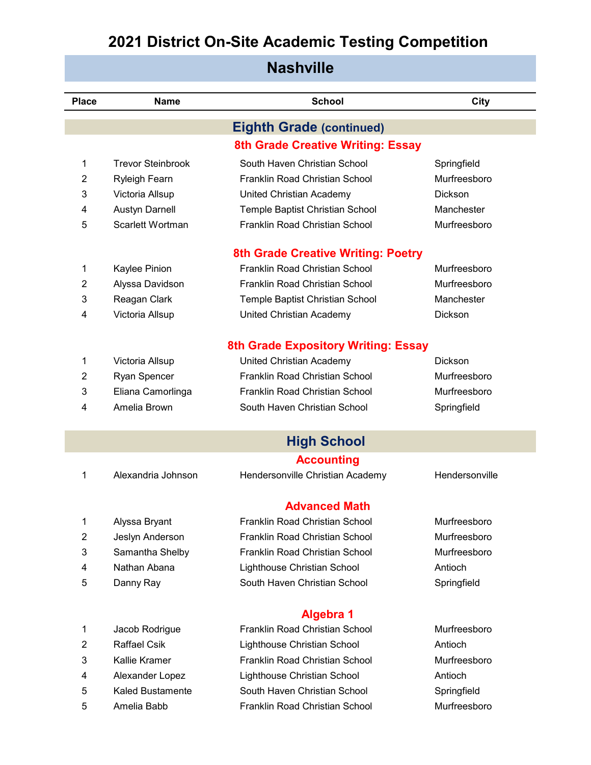# 2021 District On-Site Academic Testing Competition

## Nashville

| Place | Name | School | City |
|---|---|---|---|

## Eighth Grade (continued)

### 8th Grade Creative Writing: Essay

| Place | Name | School | City |
|---|---|---|---|
| 1 | Trevor Steinbrook | South Haven Christian School | Springfield |
| 2 | Ryleigh Fearn | Franklin Road Christian School | Murfreesboro |
| 3 | Victoria Allsup | United Christian Academy | Dickson |
| 4 | Austyn Darnell | Temple Baptist Christian School | Manchester |
| 5 | Scarlett Wortman | Franklin Road Christian School | Murfreesboro |

### 8th Grade Creative Writing: Poetry

| Place | Name | School | City |
|---|---|---|---|
| 1 | Kaylee Pinion | Franklin Road Christian School | Murfreesboro |
| 2 | Alyssa Davidson | Franklin Road Christian School | Murfreesboro |
| 3 | Reagan Clark | Temple Baptist Christian School | Manchester |
| 4 | Victoria Allsup | United Christian Academy | Dickson |

### 8th Grade Expository Writing: Essay

| Place | Name | School | City |
|---|---|---|---|
| 1 | Victoria Allsup | United Christian Academy | Dickson |
| 2 | Ryan Spencer | Franklin Road Christian School | Murfreesboro |
| 3 | Eliana Camorlinga | Franklin Road Christian School | Murfreesboro |
| 4 | Amelia Brown | South Haven Christian School | Springfield |

## High School

### Accounting

| Place | Name | School | City |
|---|---|---|---|
| 1 | Alexandria Johnson | Hendersonville Christian Academy | Hendersonville |

### Advanced Math

| Place | Name | School | City |
|---|---|---|---|
| 1 | Alyssa Bryant | Franklin Road Christian School | Murfreesboro |
| 2 | Jeslyn Anderson | Franklin Road Christian School | Murfreesboro |
| 3 | Samantha Shelby | Franklin Road Christian School | Murfreesboro |
| 4 | Nathan Abana | Lighthouse Christian School | Antioch |
| 5 | Danny Ray | South Haven Christian School | Springfield |

### Algebra 1

| Place | Name | School | City |
|---|---|---|---|
| 1 | Jacob Rodrigue | Franklin Road Christian School | Murfreesboro |
| 2 | Raffael Csik | Lighthouse Christian School | Antioch |
| 3 | Kallie Kramer | Franklin Road Christian School | Murfreesboro |
| 4 | Alexander Lopez | Lighthouse Christian School | Antioch |
| 5 | Kaled Bustamente | South Haven Christian School | Springfield |
| 5 | Amelia Babb | Franklin Road Christian School | Murfreesboro |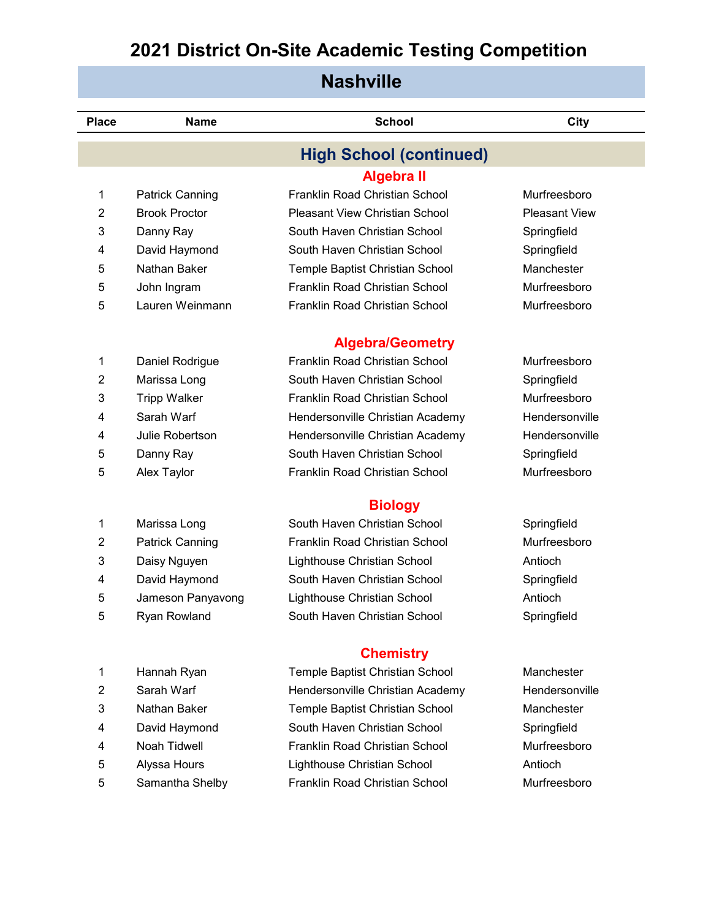# 2021 District On-Site Academic Testing Competition

## Nashville

| Place | Name | School | City |
|---|---|---|---|

## High School (continued)

### Algebra II

| Place | Name | School | City |
|---|---|---|---|
| 1 | Patrick Canning | Franklin Road Christian School | Murfreesboro |
| 2 | Brook Proctor | Pleasant View Christian School | Pleasant View |
| 3 | Danny Ray | South Haven Christian School | Springfield |
| 4 | David Haymond | South Haven Christian School | Springfield |
| 5 | Nathan Baker | Temple Baptist Christian School | Manchester |
| 5 | John Ingram | Franklin Road Christian School | Murfreesboro |
| 5 | Lauren Weinmann | Franklin Road Christian School | Murfreesboro |

### Algebra/Geometry

| Place | Name | School | City |
|---|---|---|---|
| 1 | Daniel Rodrigue | Franklin Road Christian School | Murfreesboro |
| 2 | Marissa Long | South Haven Christian School | Springfield |
| 3 | Tripp Walker | Franklin Road Christian School | Murfreesboro |
| 4 | Sarah Warf | Hendersonville Christian Academy | Hendersonville |
| 4 | Julie Robertson | Hendersonville Christian Academy | Hendersonville |
| 5 | Danny Ray | South Haven Christian School | Springfield |
| 5 | Alex Taylor | Franklin Road Christian School | Murfreesboro |

### Biology

| Place | Name | School | City |
|---|---|---|---|
| 1 | Marissa Long | South Haven Christian School | Springfield |
| 2 | Patrick Canning | Franklin Road Christian School | Murfreesboro |
| 3 | Daisy Nguyen | Lighthouse Christian School | Antioch |
| 4 | David Haymond | South Haven Christian School | Springfield |
| 5 | Jameson Panyavong | Lighthouse Christian School | Antioch |
| 5 | Ryan Rowland | South Haven Christian School | Springfield |

### Chemistry

| Place | Name | School | City |
|---|---|---|---|
| 1 | Hannah Ryan | Temple Baptist Christian School | Manchester |
| 2 | Sarah Warf | Hendersonville Christian Academy | Hendersonville |
| 3 | Nathan Baker | Temple Baptist Christian School | Manchester |
| 4 | David Haymond | South Haven Christian School | Springfield |
| 4 | Noah Tidwell | Franklin Road Christian School | Murfreesboro |
| 5 | Alyssa Hours | Lighthouse Christian School | Antioch |
| 5 | Samantha Shelby | Franklin Road Christian School | Murfreesboro |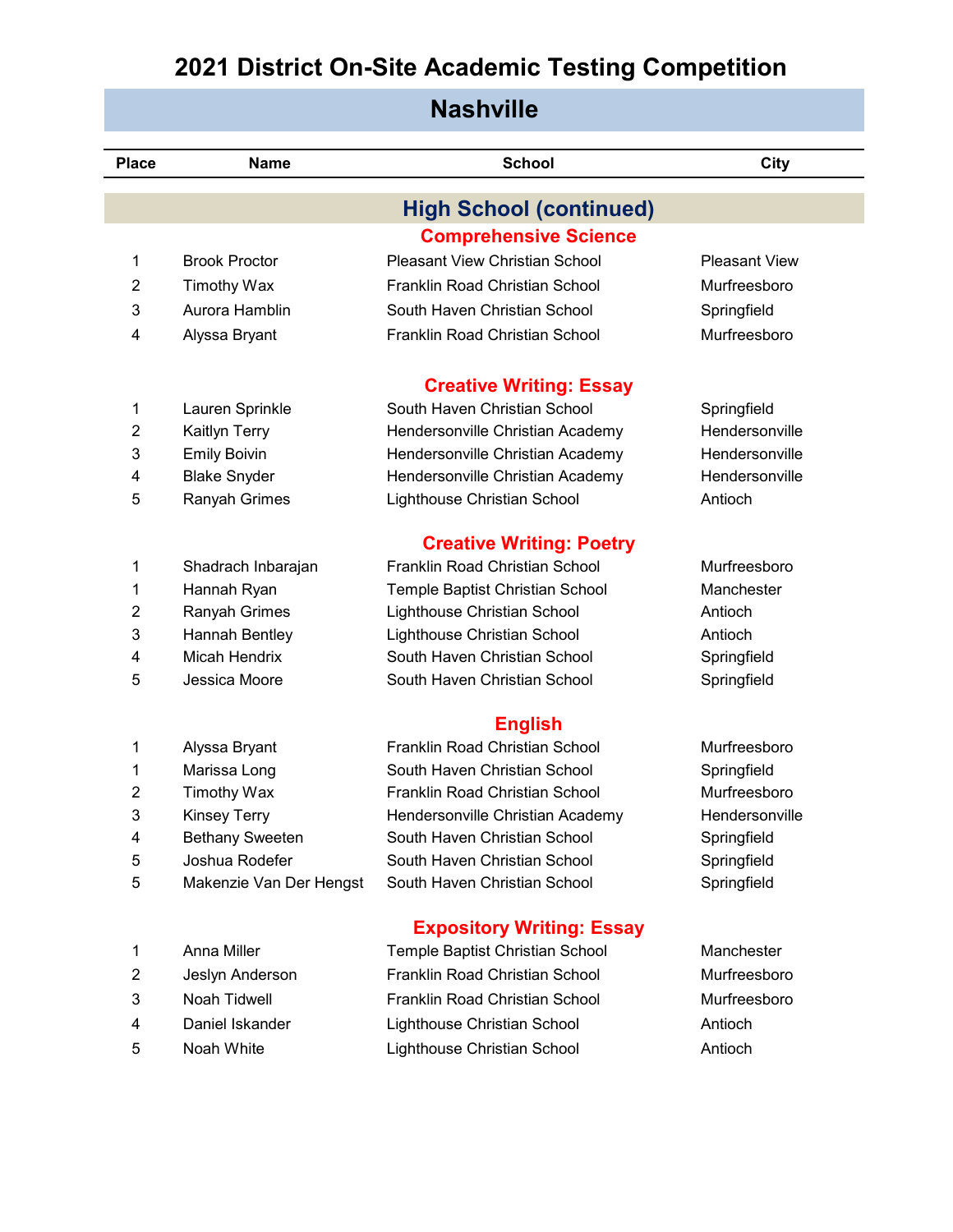# 2021 District On-Site Academic Testing Competition

## Nashville

| Place | Name | School | City |
|---|---|---|---|

## High School (continued)

### Comprehensive Science

| Place | Name | School | City |
|---|---|---|---|
| 1 | Brook Proctor | Pleasant View Christian School | Pleasant View |
| 2 | Timothy Wax | Franklin Road Christian School | Murfreesboro |
| 3 | Aurora Hamblin | South Haven Christian School | Springfield |
| 4 | Alyssa Bryant | Franklin Road Christian School | Murfreesboro |

### Creative Writing: Essay

| Place | Name | School | City |
|---|---|---|---|
| 1 | Lauren Sprinkle | South Haven Christian School | Springfield |
| 2 | Kaitlyn Terry | Hendersonville Christian Academy | Hendersonville |
| 3 | Emily Boivin | Hendersonville Christian Academy | Hendersonville |
| 4 | Blake Snyder | Hendersonville Christian Academy | Hendersonville |
| 5 | Ranyah Grimes | Lighthouse Christian School | Antioch |

### Creative Writing: Poetry

| Place | Name | School | City |
|---|---|---|---|
| 1 | Shadrach Inbarajan | Franklin Road Christian School | Murfreesboro |
| 1 | Hannah Ryan | Temple Baptist Christian School | Manchester |
| 2 | Ranyah Grimes | Lighthouse Christian School | Antioch |
| 3 | Hannah Bentley | Lighthouse Christian School | Antioch |
| 4 | Micah Hendrix | South Haven Christian School | Springfield |
| 5 | Jessica Moore | South Haven Christian School | Springfield |

### English

| Place | Name | School | City |
|---|---|---|---|
| 1 | Alyssa Bryant | Franklin Road Christian School | Murfreesboro |
| 1 | Marissa Long | South Haven Christian School | Springfield |
| 2 | Timothy Wax | Franklin Road Christian School | Murfreesboro |
| 3 | Kinsey Terry | Hendersonville Christian Academy | Hendersonville |
| 4 | Bethany Sweeten | South Haven Christian School | Springfield |
| 5 | Joshua Rodefer | South Haven Christian School | Springfield |
| 5 | Makenzie Van Der Hengst | South Haven Christian School | Springfield |

### Expository Writing: Essay

| Place | Name | School | City |
|---|---|---|---|
| 1 | Anna Miller | Temple Baptist Christian School | Manchester |
| 2 | Jeslyn Anderson | Franklin Road Christian School | Murfreesboro |
| 3 | Noah Tidwell | Franklin Road Christian School | Murfreesboro |
| 4 | Daniel Iskander | Lighthouse Christian School | Antioch |
| 5 | Noah White | Lighthouse Christian School | Antioch |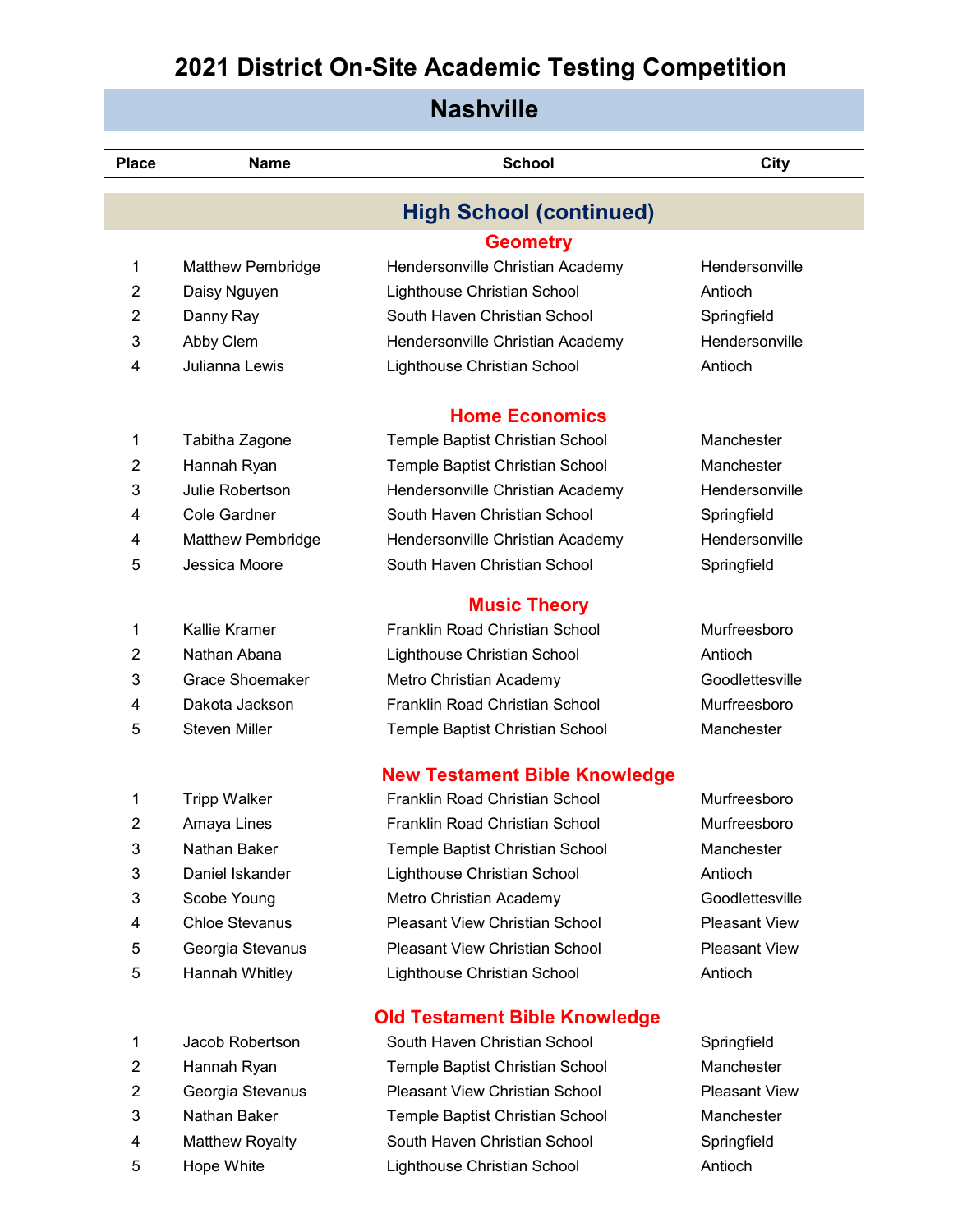# 2021 District On-Site Academic Testing Competition

## Nashville

| Place | Name | School | City |
|---|---|---|---|

## High School (continued)

### Geometry

| Place | Name | School | City |
|---|---|---|---|
| 1 | Matthew Pembridge | Hendersonville Christian Academy | Hendersonville |
| 2 | Daisy Nguyen | Lighthouse Christian School | Antioch |
| 2 | Danny Ray | South Haven Christian School | Springfield |
| 3 | Abby Clem | Hendersonville Christian Academy | Hendersonville |
| 4 | Julianna Lewis | Lighthouse Christian School | Antioch |

### Home Economics

| Place | Name | School | City |
|---|---|---|---|
| 1 | Tabitha Zagone | Temple Baptist Christian School | Manchester |
| 2 | Hannah Ryan | Temple Baptist Christian School | Manchester |
| 3 | Julie Robertson | Hendersonville Christian Academy | Hendersonville |
| 4 | Cole Gardner | South Haven Christian School | Springfield |
| 4 | Matthew Pembridge | Hendersonville Christian Academy | Hendersonville |
| 5 | Jessica Moore | South Haven Christian School | Springfield |

### Music Theory

| Place | Name | School | City |
|---|---|---|---|
| 1 | Kallie Kramer | Franklin Road Christian School | Murfreesboro |
| 2 | Nathan Abana | Lighthouse Christian School | Antioch |
| 3 | Grace Shoemaker | Metro Christian Academy | Goodlettesville |
| 4 | Dakota Jackson | Franklin Road Christian School | Murfreesboro |
| 5 | Steven Miller | Temple Baptist Christian School | Manchester |

### New Testament Bible Knowledge

| Place | Name | School | City |
|---|---|---|---|
| 1 | Tripp Walker | Franklin Road Christian School | Murfreesboro |
| 2 | Amaya Lines | Franklin Road Christian School | Murfreesboro |
| 3 | Nathan Baker | Temple Baptist Christian School | Manchester |
| 3 | Daniel Iskander | Lighthouse Christian School | Antioch |
| 3 | Scobe Young | Metro Christian Academy | Goodlettesville |
| 4 | Chloe Stevanus | Pleasant View Christian School | Pleasant View |
| 5 | Georgia Stevanus | Pleasant View Christian School | Pleasant View |
| 5 | Hannah Whitley | Lighthouse Christian School | Antioch |

### Old Testament Bible Knowledge

| Place | Name | School | City |
|---|---|---|---|
| 1 | Jacob Robertson | South Haven Christian School | Springfield |
| 2 | Hannah Ryan | Temple Baptist Christian School | Manchester |
| 2 | Georgia Stevanus | Pleasant View Christian School | Pleasant View |
| 3 | Nathan Baker | Temple Baptist Christian School | Manchester |
| 4 | Matthew Royalty | South Haven Christian School | Springfield |
| 5 | Hope White | Lighthouse Christian School | Antioch |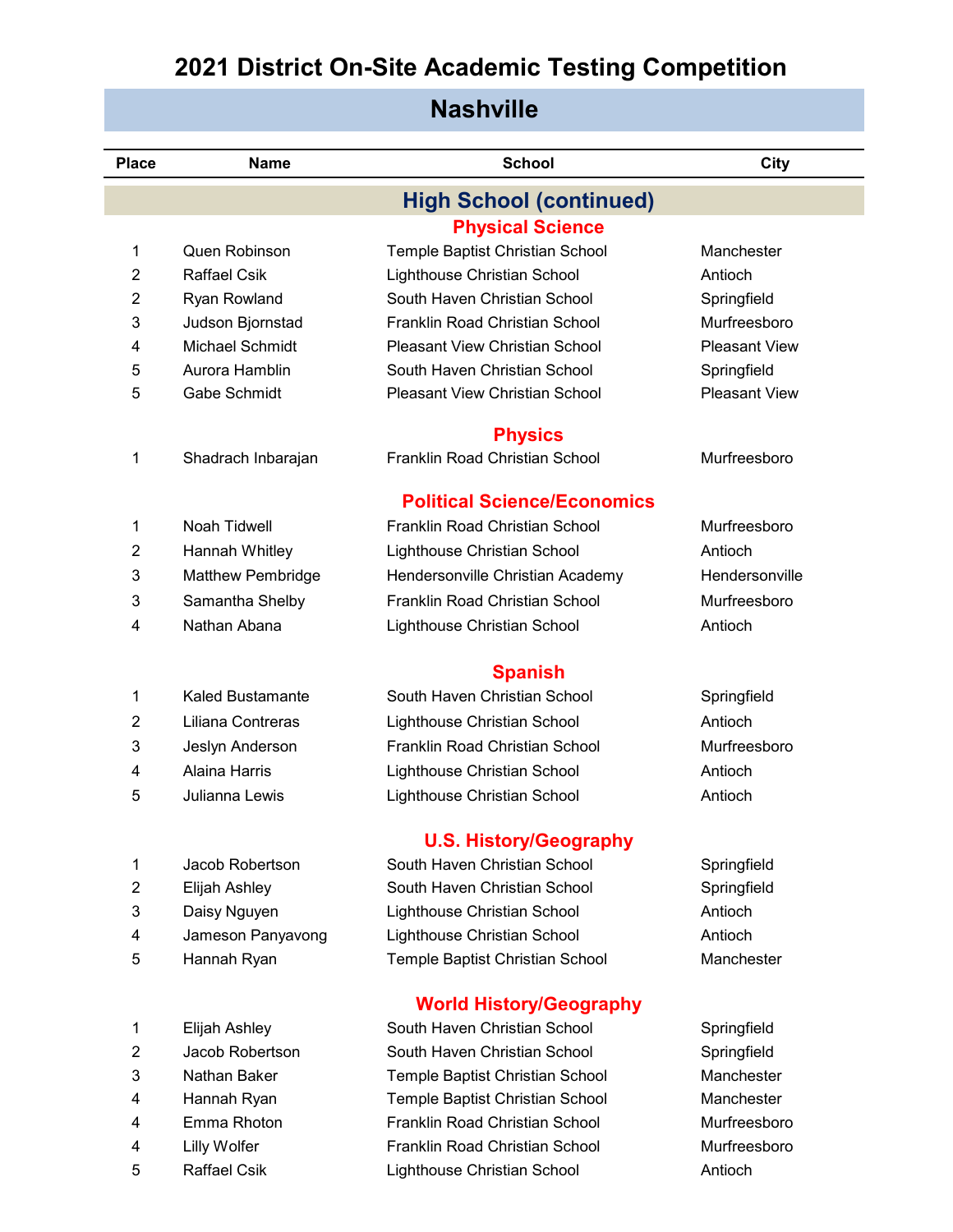# 2021 District On-Site Academic Testing Competition

## Nashville

| Place | Name | School | City |
|---|---|---|---|
| **High School (continued)** | | | |
| **Physical Science** | | | |
| 1 | Quen Robinson | Temple Baptist Christian School | Manchester |
| 2 | Raffael Csik | Lighthouse Christian School | Antioch |
| 2 | Ryan Rowland | South Haven Christian School | Springfield |
| 3 | Judson Bjornstad | Franklin Road Christian School | Murfreesboro |
| 4 | Michael Schmidt | Pleasant View Christian School | Pleasant View |
| 5 | Aurora Hamblin | South Haven Christian School | Springfield |
| 5 | Gabe Schmidt | Pleasant View Christian School | Pleasant View |
| **Physics** | | | |
| 1 | Shadrach Inbarajan | Franklin Road Christian School | Murfreesboro |
| **Political Science/Economics** | | | |
| 1 | Noah Tidwell | Franklin Road Christian School | Murfreesboro |
| 2 | Hannah Whitley | Lighthouse Christian School | Antioch |
| 3 | Matthew Pembridge | Hendersonville Christian Academy | Hendersonville |
| 3 | Samantha Shelby | Franklin Road Christian School | Murfreesboro |
| 4 | Nathan Abana | Lighthouse Christian School | Antioch |
| **Spanish** | | | |
| 1 | Kaled Bustamante | South Haven Christian School | Springfield |
| 2 | Liliana Contreras | Lighthouse Christian School | Antioch |
| 3 | Jeslyn Anderson | Franklin Road Christian School | Murfreesboro |
| 4 | Alaina Harris | Lighthouse Christian School | Antioch |
| 5 | Julianna Lewis | Lighthouse Christian School | Antioch |
| **U.S. History/Geography** | | | |
| 1 | Jacob Robertson | South Haven Christian School | Springfield |
| 2 | Elijah Ashley | South Haven Christian School | Springfield |
| 3 | Daisy Nguyen | Lighthouse Christian School | Antioch |
| 4 | Jameson Panyavong | Lighthouse Christian School | Antioch |
| 5 | Hannah Ryan | Temple Baptist Christian School | Manchester |
| **World History/Geography** | | | |
| 1 | Elijah Ashley | South Haven Christian School | Springfield |
| 2 | Jacob Robertson | South Haven Christian School | Springfield |
| 3 | Nathan Baker | Temple Baptist Christian School | Manchester |
| 4 | Hannah Ryan | Temple Baptist Christian School | Manchester |
| 4 | Emma Rhoton | Franklin Road Christian School | Murfreesboro |
| 4 | Lilly Wolfer | Franklin Road Christian School | Murfreesboro |
| 5 | Raffael Csik | Lighthouse Christian School | Antioch |